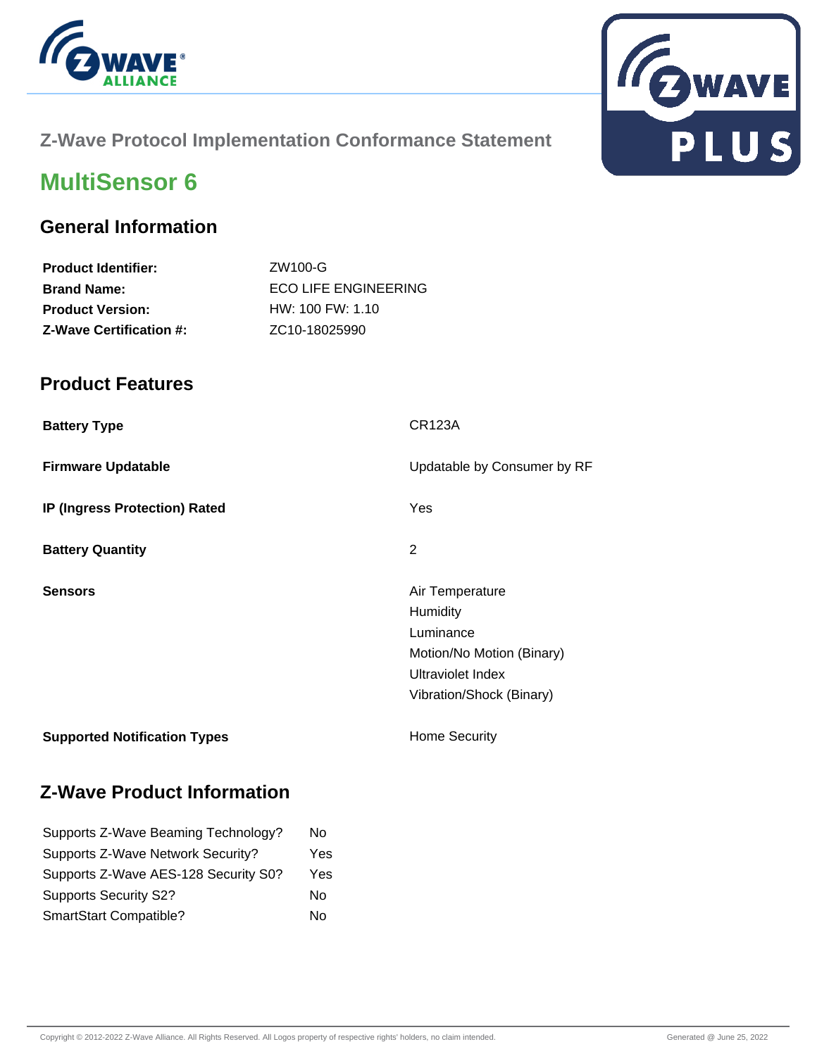Z-Wave Protocol Implementation Conformance Statement

# MultiSensor 6

## General Information

| | |
|---|---|
| **Product Identifier:** | ZW100-G |
| **Brand Name:** | ECO LIFE ENGINEERING |
| **Product Version:** | HW: 100 FW: 1.10 |
| **Z-Wave Certification #:** | ZC10-18025990 |

## Product Features

| | |
|---|---|
| **Battery Type** | CR123A |
| **Firmware Updatable** | Updatable by Consumer by RF |
| **IP (Ingress Protection) Rated** | Yes |
| **Battery Quantity** | 2 |
| **Sensors** | Air Temperature<br>Humidity<br>Luminance<br>Motion/No Motion (Binary)<br>Ultraviolet Index<br>Vibration/Shock (Binary) |
| **Supported Notification Types** | Home Security |

## Z-Wave Product Information

| | |
|---|---|
| Supports Z-Wave Beaming Technology? | No |
| Supports Z-Wave Network Security? | Yes |
| Supports Z-Wave AES-128 Security S0? | Yes |
| Supports Security S2? | No |
| SmartStart Compatible? | No |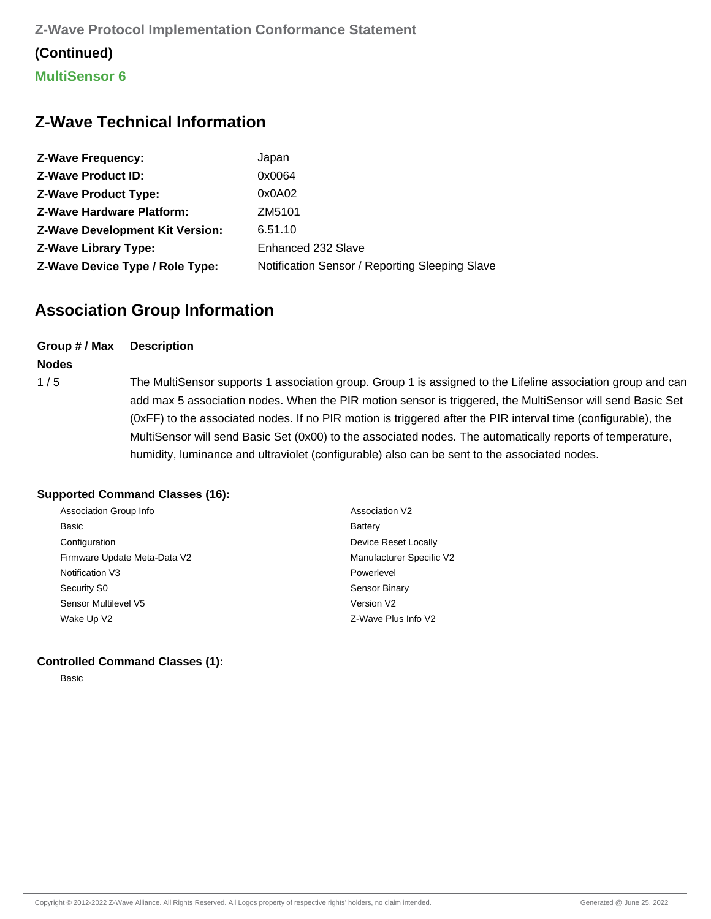Z-Wave Protocol Implementation Conformance Statement

**(Continued)**

**MultiSensor 6**

## Z-Wave Technical Information

| | |
|---|---|
| **Z-Wave Frequency:** | Japan |
| **Z-Wave Product ID:** | 0x0064 |
| **Z-Wave Product Type:** | 0x0A02 |
| **Z-Wave Hardware Platform:** | ZM5101 |
| **Z-Wave Development Kit Version:** | 6.51.10 |
| **Z-Wave Library Type:** | Enhanced 232 Slave |
| **Z-Wave Device Type / Role Type:** | Notification Sensor / Reporting Sleeping Slave |

## Association Group Information

| Group # / Max Nodes | Description |
|---|---|
| 1 / 5 | The MultiSensor supports 1 association group. Group 1 is assigned to the Lifeline association group and can add max 5 association nodes. When the PIR motion sensor is triggered, the MultiSensor will send Basic Set (0xFF) to the associated nodes. If no PIR motion is triggered after the PIR interval time (configurable), the MultiSensor will send Basic Set (0x00) to the associated nodes. The automatically reports of temperature, humidity, luminance and ultraviolet (configurable) also can be sent to the associated nodes. |

**Supported Command Classes (16):**

- Association Group Info
- Association V2
- Basic
- Battery
- Configuration
- Device Reset Locally
- Firmware Update Meta-Data V2
- Manufacturer Specific V2
- Notification V3
- Powerlevel
- Security S0
- Sensor Binary
- Sensor Multilevel V5
- Version V2
- Wake Up V2
- Z-Wave Plus Info V2

**Controlled Command Classes (1):**

- Basic